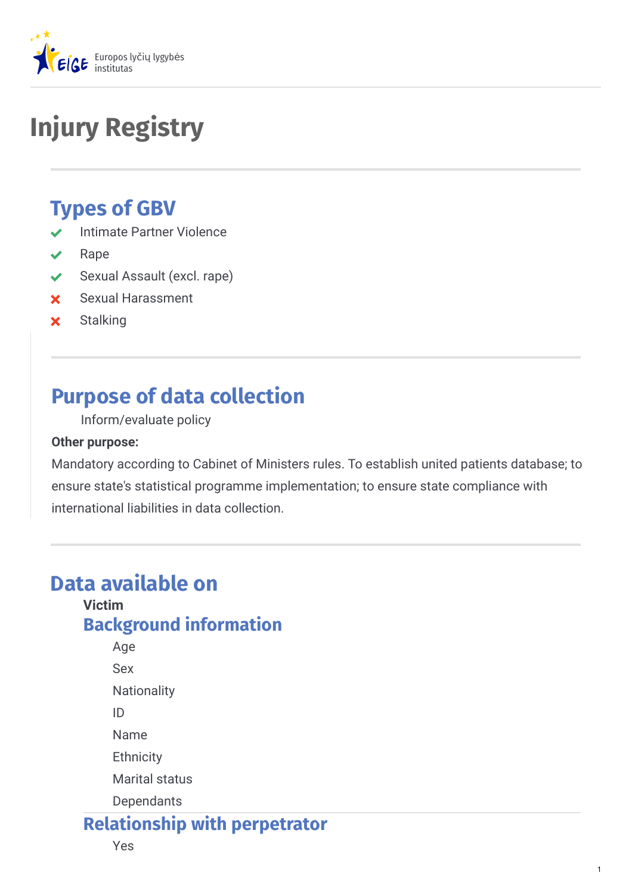# Injury Registry

## Types of GBV

- ✔ Intimate Partner Violence
- ✔ Rape
- ✔ Sexual Assault (excl. rape)
- ✘ Sexual Harassment
- ✘ Stalking

## Purpose of data collection

Inform/evaluate policy

**Other purpose:**

Mandatory according to Cabinet of Ministers rules. To establish united patients database; to ensure state's statistical programme implementation; to ensure state compliance with international liabilities in data collection.

## Data available on

**Victim**

### Background information

Age

Sex

Nationality

ID

Name

Ethnicity

Marital status

Dependants

### Relationship with perpetrator

Yes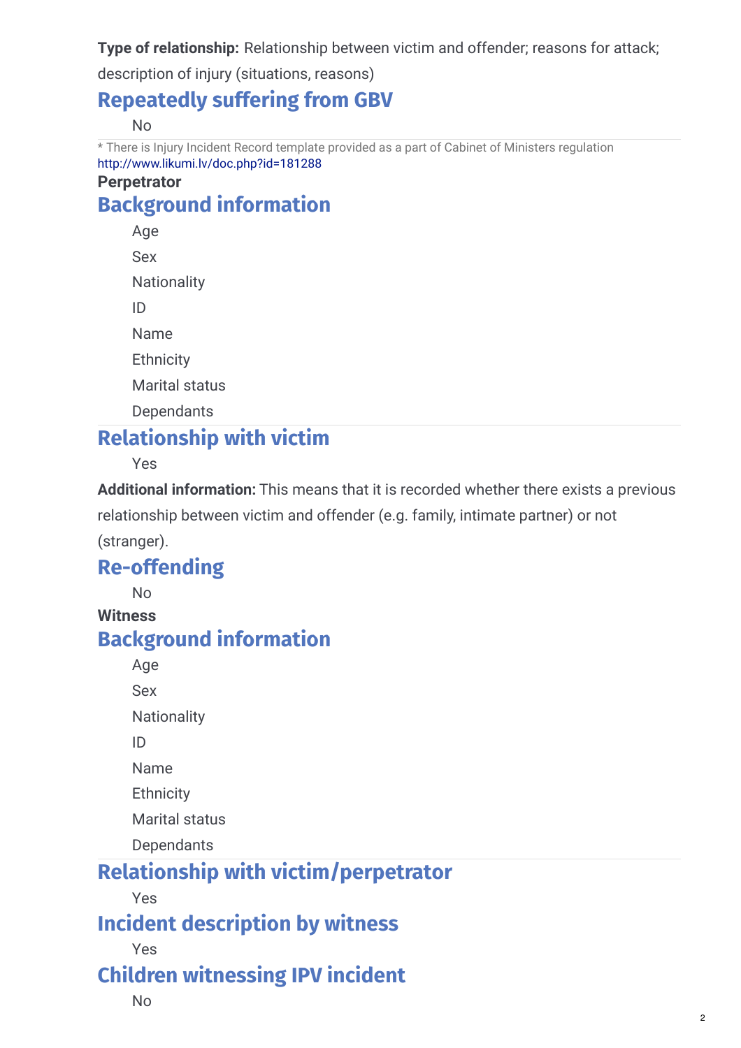**Type of relationship:** Relationship between victim and offender; reasons for attack; description of injury (situations, reasons)

## Repeatedly suffering from GBV

No

* There is Injury Incident Record template provided as a part of Cabinet of Ministers regulation http://www.likumi.lv/doc.php?id=181288

**Perpetrator**

## Background information

Age

Sex

Nationality

ID

Name

Ethnicity

Marital status

Dependants

## Relationship with victim

Yes

**Additional information:** This means that it is recorded whether there exists a previous relationship between victim and offender (e.g. family, intimate partner) or not (stranger).

## Re-offending

No

**Witness**

## Background information

Age

Sex

Nationality

ID

Name

Ethnicity

Marital status

Dependants

## Relationship with victim/perpetrator

Yes

## Incident description by witness

Yes

## Children witnessing IPV incident

No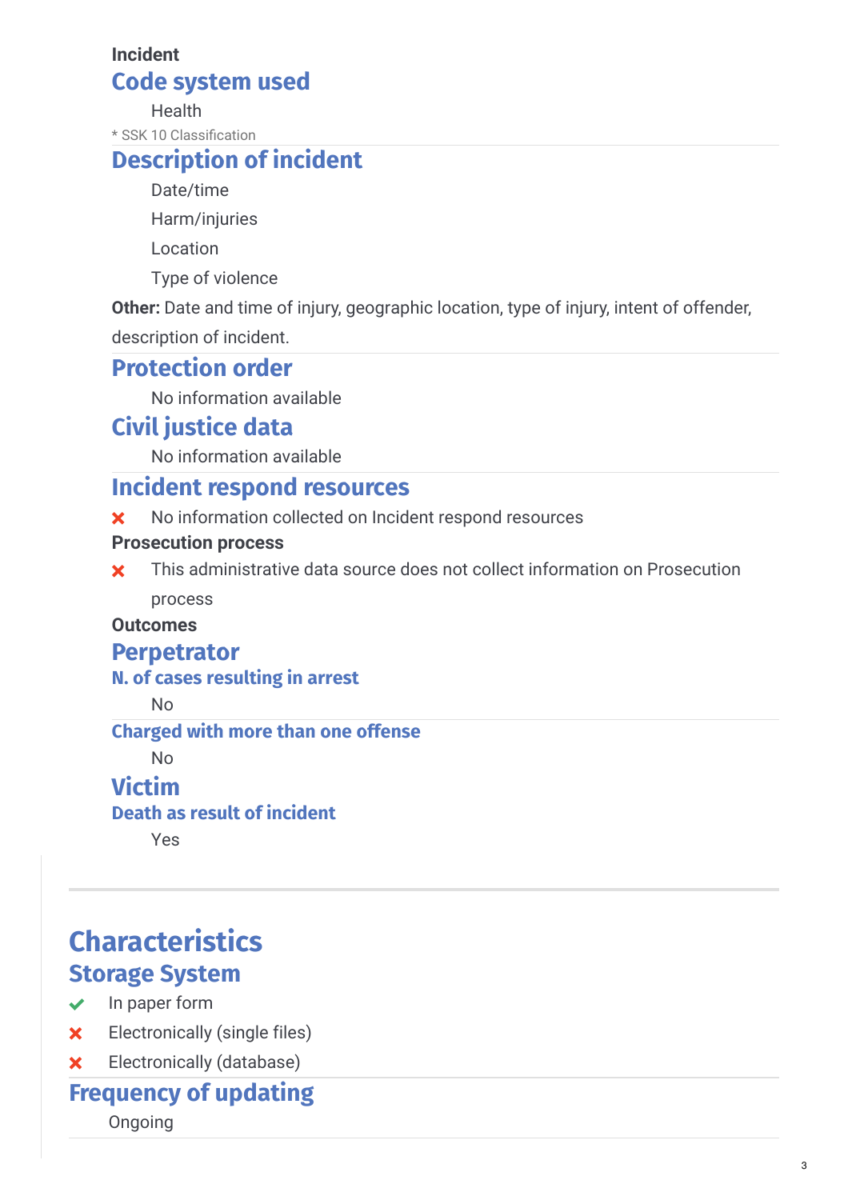**Incident**

## Code system used

Health

\* SSK 10 Classification

## Description of incident

Date/time

Harm/injuries

Location

Type of violence

**Other:** Date and time of injury, geographic location, type of injury, intent of offender, description of incident.

## Protection order

No information available

## Civil justice data

No information available

## Incident respond resources

✗ No information collected on Incident respond resources

**Prosecution process**

✗ This administrative data source does not collect information on Prosecution process

**Outcomes**

## Perpetrator

### N. of cases resulting in arrest

No

### Charged with more than one offense

No

## Victim

### Death as result of incident

Yes

# Characteristics

## Storage System

✓ In paper form

✗ Electronically (single files)

✗ Electronically (database)

## Frequency of updating

Ongoing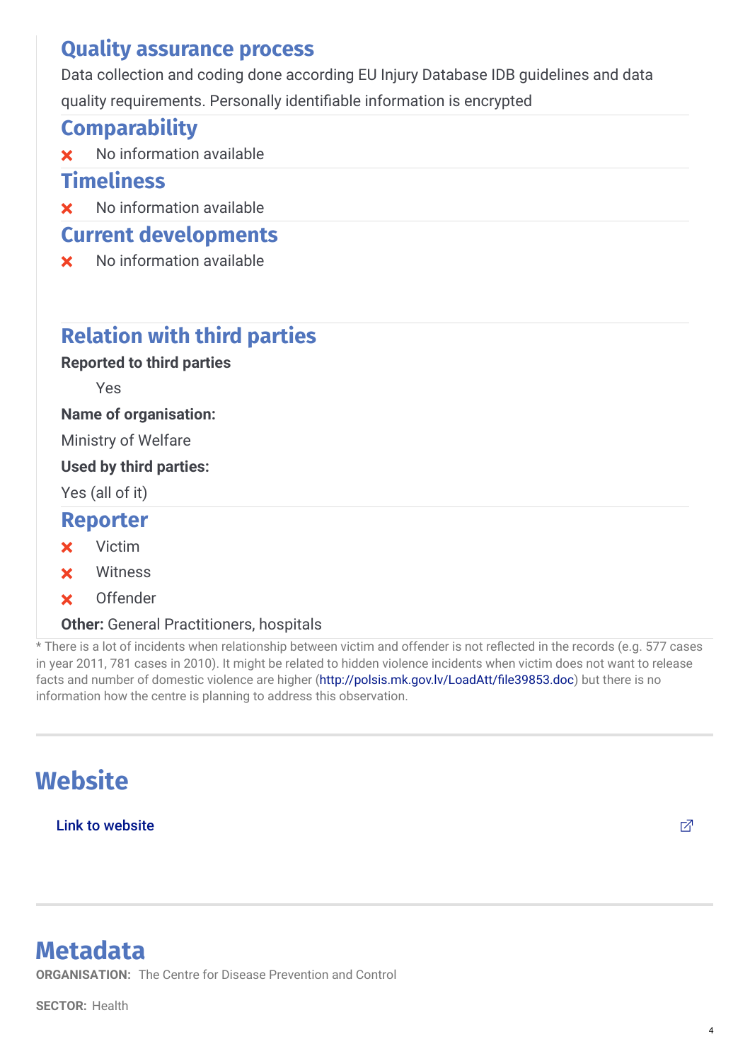### Quality assurance process

Data collection and coding done according EU Injury Database IDB guidelines and data quality requirements. Personally identifiable information is encrypted

### Comparability

- ✗ No information available

### Timeliness

- ✗ No information available

### Current developments

- ✗ No information available

### Relation with third parties

**Reported to third parties**

Yes

**Name of organisation:**

Ministry of Welfare

**Used by third parties:**

Yes (all of it)

### Reporter

- ✗ Victim
- ✗ Witness
- ✗ Offender

**Other:** General Practitioners, hospitals

* There is a lot of incidents when relationship between victim and offender is not reflected in the records (e.g. 577 cases in year 2011, 781 cases in 2010). It might be related to hidden violence incidents when victim does not want to release facts and number of domestic violence are higher (http://polsis.mk.gov.lv/LoadAtt/file39853.doc) but there is no information how the centre is planning to address this observation.

## Website

Link to website

## Metadata

**ORGANISATION:** The Centre for Disease Prevention and Control

**SECTOR:** Health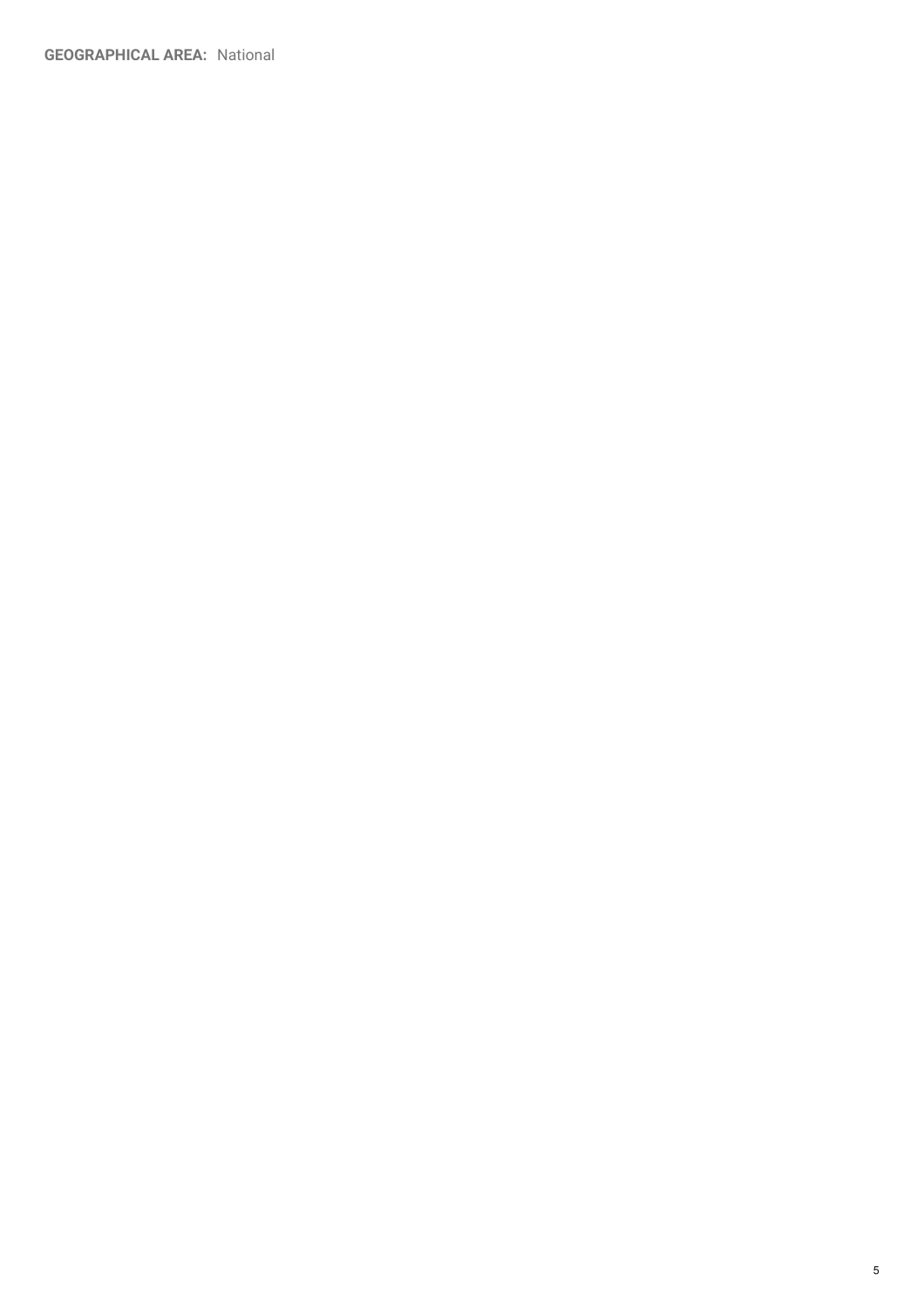**GEOGRAPHICAL AREA:** National